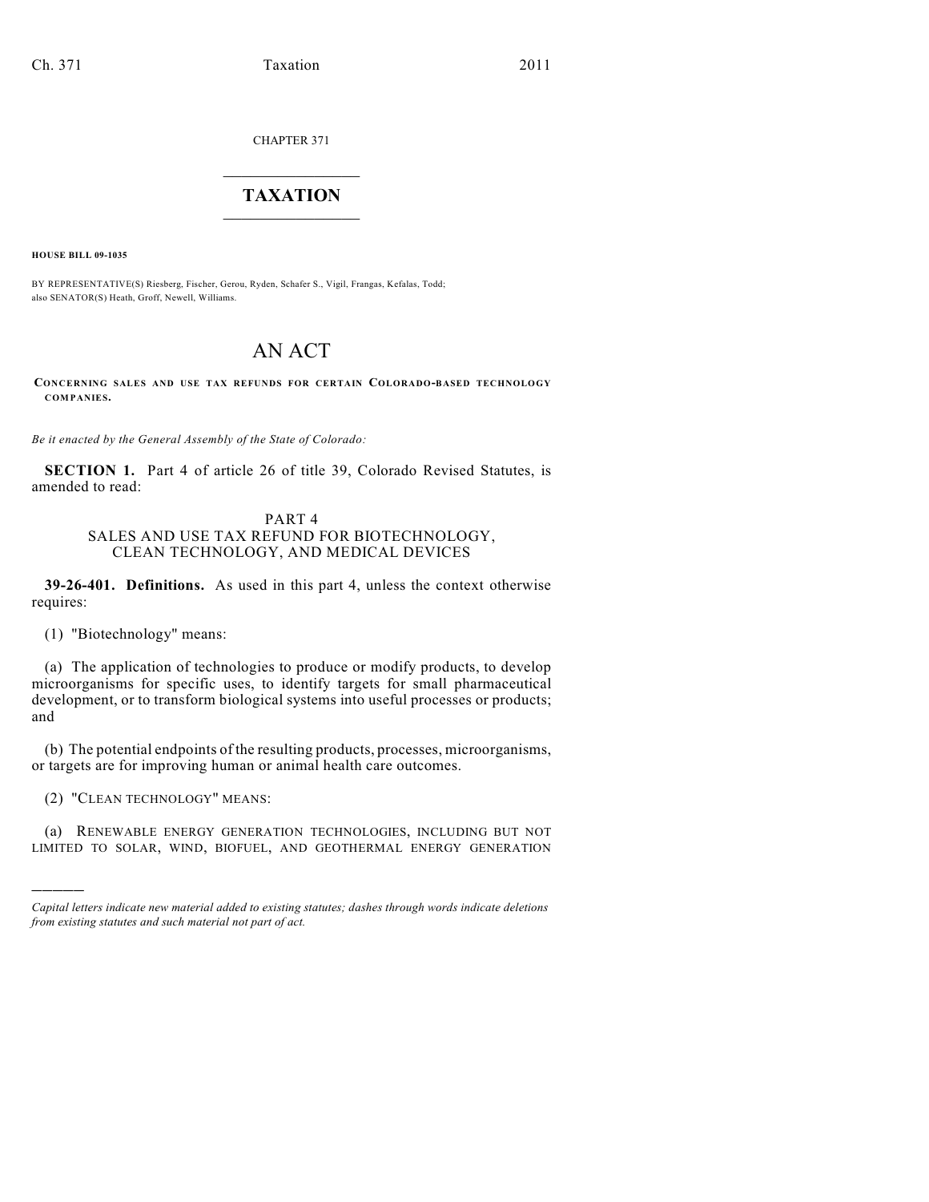CHAPTER 371

# TAXATION

**HOUSE BILL 09-1035**

BY REPRESENTATIVE(S) Riesberg, Fischer, Gerou, Ryden, Schafer S., Vigil, Frangas, Kefalas, Todd; also SENATOR(S) Heath, Groff, Newell, Williams.

# AN ACT

**CONCERNING SALES AND USE TAX REFUNDS FOR CERTAIN COLORADO-BASED TECHNOLOGY COMPANIES.**

*Be it enacted by the General Assembly of the State of Colorado:*

**SECTION 1.** Part 4 of article 26 of title 39, Colorado Revised Statutes, is amended to read:

PART 4
SALES AND USE TAX REFUND FOR BIOTECHNOLOGY, CLEAN TECHNOLOGY, AND MEDICAL DEVICES

**39-26-401. Definitions.** As used in this part 4, unless the context otherwise requires:

(1) "Biotechnology" means:

(a) The application of technologies to produce or modify products, to develop microorganisms for specific uses, to identify targets for small pharmaceutical development, or to transform biological systems into useful processes or products; and

(b) The potential endpoints of the resulting products, processes, microorganisms, or targets are for improving human or animal health care outcomes.

(2) "CLEAN TECHNOLOGY" MEANS:

(a) RENEWABLE ENERGY GENERATION TECHNOLOGIES, INCLUDING BUT NOT LIMITED TO SOLAR, WIND, BIOFUEL, AND GEOTHERMAL ENERGY GENERATION

*Capital letters indicate new material added to existing statutes; dashes through words indicate deletions from existing statutes and such material not part of act.*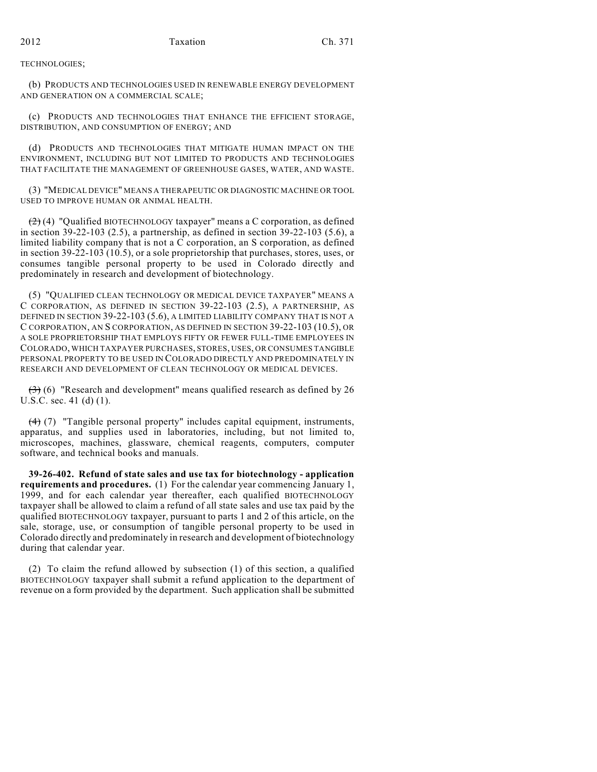TECHNOLOGIES;

(b) PRODUCTS AND TECHNOLOGIES USED IN RENEWABLE ENERGY DEVELOPMENT AND GENERATION ON A COMMERCIAL SCALE;

(c) PRODUCTS AND TECHNOLOGIES THAT ENHANCE THE EFFICIENT STORAGE, DISTRIBUTION, AND CONSUMPTION OF ENERGY; AND

(d) PRODUCTS AND TECHNOLOGIES THAT MITIGATE HUMAN IMPACT ON THE ENVIRONMENT, INCLUDING BUT NOT LIMITED TO PRODUCTS AND TECHNOLOGIES THAT FACILITATE THE MANAGEMENT OF GREENHOUSE GASES, WATER, AND WASTE.

(3) "MEDICAL DEVICE" MEANS A THERAPEUTIC OR DIAGNOSTIC MACHINE OR TOOL USED TO IMPROVE HUMAN OR ANIMAL HEALTH.

~~(2)~~ (4) "Qualified BIOTECHNOLOGY taxpayer" means a C corporation, as defined in section 39-22-103 (2.5), a partnership, as defined in section 39-22-103 (5.6), a limited liability company that is not a C corporation, an S corporation, as defined in section 39-22-103 (10.5), or a sole proprietorship that purchases, stores, uses, or consumes tangible personal property to be used in Colorado directly and predominately in research and development of biotechnology.

(5) "QUALIFIED CLEAN TECHNOLOGY OR MEDICAL DEVICE TAXPAYER" MEANS A C CORPORATION, AS DEFINED IN SECTION 39-22-103 (2.5), A PARTNERSHIP, AS DEFINED IN SECTION 39-22-103 (5.6), A LIMITED LIABILITY COMPANY THAT IS NOT A C CORPORATION, AN S CORPORATION, AS DEFINED IN SECTION 39-22-103 (10.5), OR A SOLE PROPRIETORSHIP THAT EMPLOYS FIFTY OR FEWER FULL-TIME EMPLOYEES IN COLORADO, WHICH TAXPAYER PURCHASES, STORES, USES, OR CONSUMES TANGIBLE PERSONAL PROPERTY TO BE USED IN COLORADO DIRECTLY AND PREDOMINATELY IN RESEARCH AND DEVELOPMENT OF CLEAN TECHNOLOGY OR MEDICAL DEVICES.

~~(3)~~ (6) "Research and development" means qualified research as defined by 26 U.S.C. sec. 41 (d) (1).

~~(4)~~ (7) "Tangible personal property" includes capital equipment, instruments, apparatus, and supplies used in laboratories, including, but not limited to, microscopes, machines, glassware, chemical reagents, computers, computer software, and technical books and manuals.

**39-26-402. Refund of state sales and use tax for biotechnology - application requirements and procedures.** (1) For the calendar year commencing January 1, 1999, and for each calendar year thereafter, each qualified BIOTECHNOLOGY taxpayer shall be allowed to claim a refund of all state sales and use tax paid by the qualified BIOTECHNOLOGY taxpayer, pursuant to parts 1 and 2 of this article, on the sale, storage, use, or consumption of tangible personal property to be used in Colorado directly and predominately in research and development of biotechnology during that calendar year.

(2) To claim the refund allowed by subsection (1) of this section, a qualified BIOTECHNOLOGY taxpayer shall submit a refund application to the department of revenue on a form provided by the department. Such application shall be submitted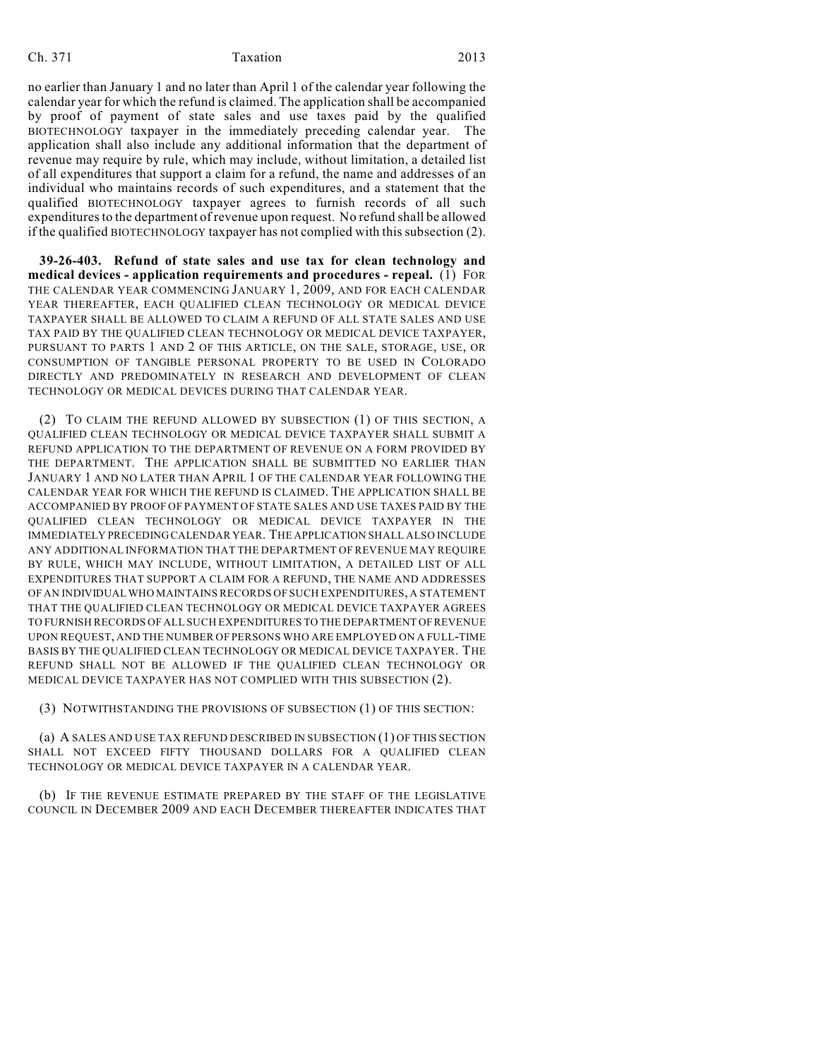no earlier than January 1 and no later than April 1 of the calendar year following the calendar year for which the refund is claimed. The application shall be accompanied by proof of payment of state sales and use taxes paid by the qualified BIOTECHNOLOGY taxpayer in the immediately preceding calendar year. The application shall also include any additional information that the department of revenue may require by rule, which may include, without limitation, a detailed list of all expenditures that support a claim for a refund, the name and addresses of an individual who maintains records of such expenditures, and a statement that the qualified BIOTECHNOLOGY taxpayer agrees to furnish records of all such expenditures to the department of revenue upon request. No refund shall be allowed if the qualified BIOTECHNOLOGY taxpayer has not complied with this subsection (2).

**39-26-403. Refund of state sales and use tax for clean technology and medical devices - application requirements and procedures - repeal.** (1) FOR THE CALENDAR YEAR COMMENCING JANUARY 1, 2009, AND FOR EACH CALENDAR YEAR THEREAFTER, EACH QUALIFIED CLEAN TECHNOLOGY OR MEDICAL DEVICE TAXPAYER SHALL BE ALLOWED TO CLAIM A REFUND OF ALL STATE SALES AND USE TAX PAID BY THE QUALIFIED CLEAN TECHNOLOGY OR MEDICAL DEVICE TAXPAYER, PURSUANT TO PARTS 1 AND 2 OF THIS ARTICLE, ON THE SALE, STORAGE, USE, OR CONSUMPTION OF TANGIBLE PERSONAL PROPERTY TO BE USED IN COLORADO DIRECTLY AND PREDOMINATELY IN RESEARCH AND DEVELOPMENT OF CLEAN TECHNOLOGY OR MEDICAL DEVICES DURING THAT CALENDAR YEAR.

(2) TO CLAIM THE REFUND ALLOWED BY SUBSECTION (1) OF THIS SECTION, A QUALIFIED CLEAN TECHNOLOGY OR MEDICAL DEVICE TAXPAYER SHALL SUBMIT A REFUND APPLICATION TO THE DEPARTMENT OF REVENUE ON A FORM PROVIDED BY THE DEPARTMENT. THE APPLICATION SHALL BE SUBMITTED NO EARLIER THAN JANUARY 1 AND NO LATER THAN APRIL 1 OF THE CALENDAR YEAR FOLLOWING THE CALENDAR YEAR FOR WHICH THE REFUND IS CLAIMED. THE APPLICATION SHALL BE ACCOMPANIED BY PROOF OF PAYMENT OF STATE SALES AND USE TAXES PAID BY THE QUALIFIED CLEAN TECHNOLOGY OR MEDICAL DEVICE TAXPAYER IN THE IMMEDIATELY PRECEDING CALENDAR YEAR. THE APPLICATION SHALL ALSO INCLUDE ANY ADDITIONAL INFORMATION THAT THE DEPARTMENT OF REVENUE MAY REQUIRE BY RULE, WHICH MAY INCLUDE, WITHOUT LIMITATION, A DETAILED LIST OF ALL EXPENDITURES THAT SUPPORT A CLAIM FOR A REFUND, THE NAME AND ADDRESSES OF AN INDIVIDUAL WHO MAINTAINS RECORDS OF SUCH EXPENDITURES, A STATEMENT THAT THE QUALIFIED CLEAN TECHNOLOGY OR MEDICAL DEVICE TAXPAYER AGREES TO FURNISH RECORDS OF ALL SUCH EXPENDITURES TO THE DEPARTMENT OF REVENUE UPON REQUEST, AND THE NUMBER OF PERSONS WHO ARE EMPLOYED ON A FULL-TIME BASIS BY THE QUALIFIED CLEAN TECHNOLOGY OR MEDICAL DEVICE TAXPAYER. THE REFUND SHALL NOT BE ALLOWED IF THE QUALIFIED CLEAN TECHNOLOGY OR MEDICAL DEVICE TAXPAYER HAS NOT COMPLIED WITH THIS SUBSECTION (2).

(3) NOTWITHSTANDING THE PROVISIONS OF SUBSECTION (1) OF THIS SECTION:

(a) A SALES AND USE TAX REFUND DESCRIBED IN SUBSECTION (1) OF THIS SECTION SHALL NOT EXCEED FIFTY THOUSAND DOLLARS FOR A QUALIFIED CLEAN TECHNOLOGY OR MEDICAL DEVICE TAXPAYER IN A CALENDAR YEAR.

(b) IF THE REVENUE ESTIMATE PREPARED BY THE STAFF OF THE LEGISLATIVE COUNCIL IN DECEMBER 2009 AND EACH DECEMBER THEREAFTER INDICATES THAT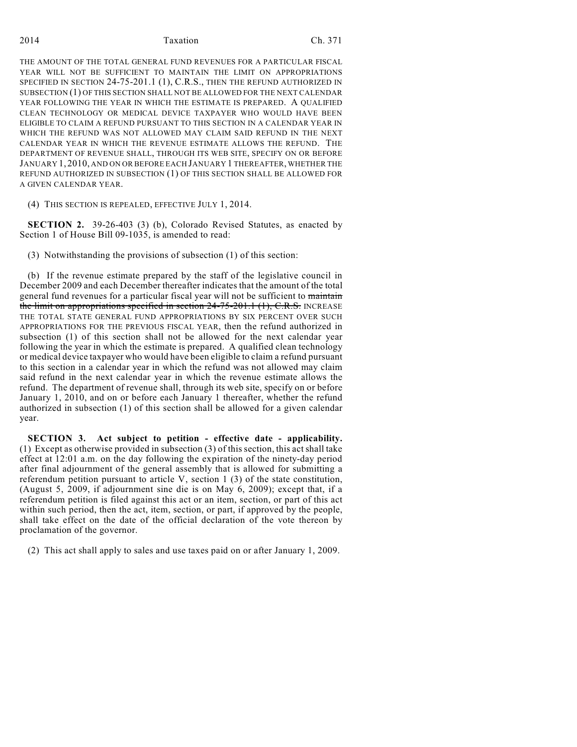THE AMOUNT OF THE TOTAL GENERAL FUND REVENUES FOR A PARTICULAR FISCAL YEAR WILL NOT BE SUFFICIENT TO MAINTAIN THE LIMIT ON APPROPRIATIONS SPECIFIED IN SECTION 24-75-201.1 (1), C.R.S., THEN THE REFUND AUTHORIZED IN SUBSECTION (1) OF THIS SECTION SHALL NOT BE ALLOWED FOR THE NEXT CALENDAR YEAR FOLLOWING THE YEAR IN WHICH THE ESTIMATE IS PREPARED. A QUALIFIED CLEAN TECHNOLOGY OR MEDICAL DEVICE TAXPAYER WHO WOULD HAVE BEEN ELIGIBLE TO CLAIM A REFUND PURSUANT TO THIS SECTION IN A CALENDAR YEAR IN WHICH THE REFUND WAS NOT ALLOWED MAY CLAIM SAID REFUND IN THE NEXT CALENDAR YEAR IN WHICH THE REVENUE ESTIMATE ALLOWS THE REFUND. THE DEPARTMENT OF REVENUE SHALL, THROUGH ITS WEB SITE, SPECIFY ON OR BEFORE JANUARY 1, 2010, AND ON OR BEFORE EACH JANUARY 1 THEREAFTER, WHETHER THE REFUND AUTHORIZED IN SUBSECTION (1) OF THIS SECTION SHALL BE ALLOWED FOR A GIVEN CALENDAR YEAR.

(4) THIS SECTION IS REPEALED, EFFECTIVE JULY 1, 2014.

**SECTION 2.** 39-26-403 (3) (b), Colorado Revised Statutes, as enacted by Section 1 of House Bill 09-1035, is amended to read:

(3) Notwithstanding the provisions of subsection (1) of this section:

(b) If the revenue estimate prepared by the staff of the legislative council in December 2009 and each December thereafter indicates that the amount of the total general fund revenues for a particular fiscal year will not be sufficient to ~~maintain the limit on appropriations specified in section 24-75-201.1 (1), C.R.S.~~ INCREASE THE TOTAL STATE GENERAL FUND APPROPRIATIONS BY SIX PERCENT OVER SUCH APPROPRIATIONS FOR THE PREVIOUS FISCAL YEAR, then the refund authorized in subsection (1) of this section shall not be allowed for the next calendar year following the year in which the estimate is prepared. A qualified clean technology or medical device taxpayer who would have been eligible to claim a refund pursuant to this section in a calendar year in which the refund was not allowed may claim said refund in the next calendar year in which the revenue estimate allows the refund. The department of revenue shall, through its web site, specify on or before January 1, 2010, and on or before each January 1 thereafter, whether the refund authorized in subsection (1) of this section shall be allowed for a given calendar year.

**SECTION 3. Act subject to petition - effective date - applicability.** (1) Except as otherwise provided in subsection (3) of this section, this act shall take effect at 12:01 a.m. on the day following the expiration of the ninety-day period after final adjournment of the general assembly that is allowed for submitting a referendum petition pursuant to article V, section 1 (3) of the state constitution, (August 5, 2009, if adjournment sine die is on May 6, 2009); except that, if a referendum petition is filed against this act or an item, section, or part of this act within such period, then the act, item, section, or part, if approved by the people, shall take effect on the date of the official declaration of the vote thereon by proclamation of the governor.

(2) This act shall apply to sales and use taxes paid on or after January 1, 2009.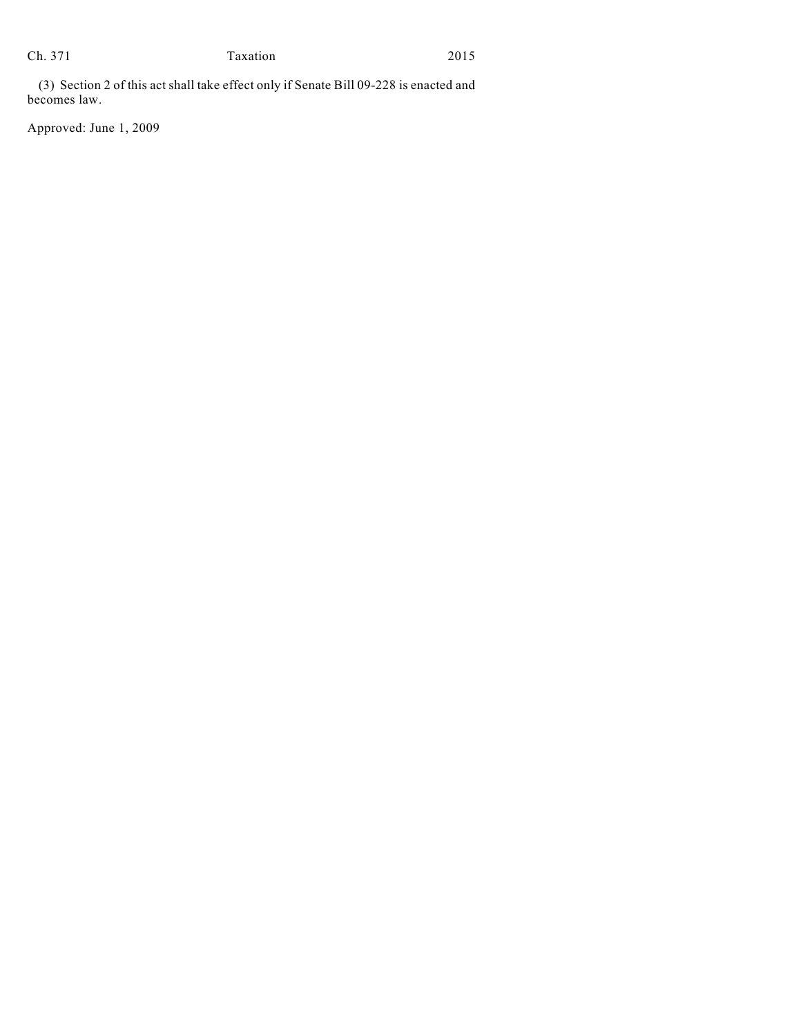(3) Section 2 of this act shall take effect only if Senate Bill 09-228 is enacted and becomes law.

Approved: June 1, 2009